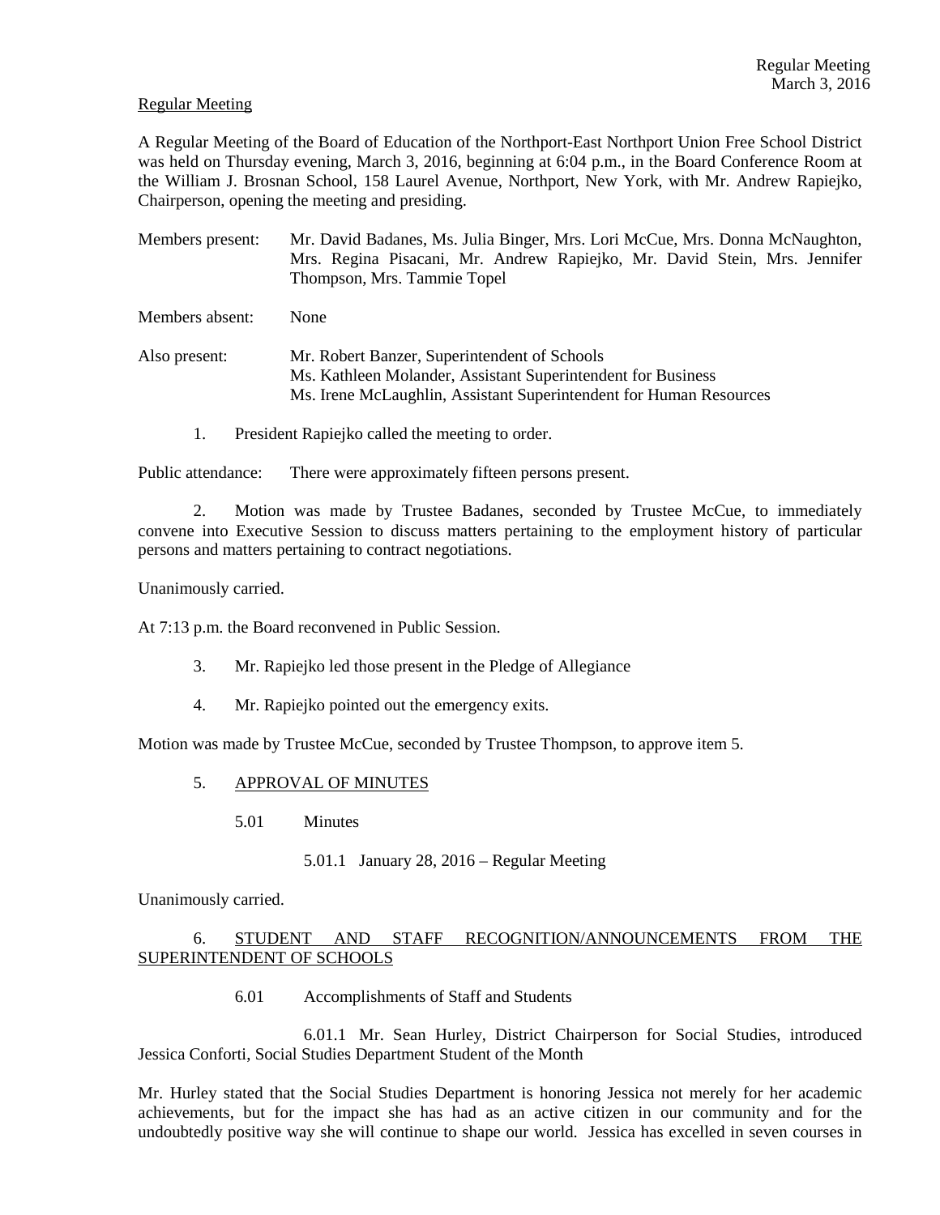Regular Meeting

A Regular Meeting of the Board of Education of the Northport-East Northport Union Free School District was held on Thursday evening, March 3, 2016, beginning at 6:04 p.m., in the Board Conference Room at the William J. Brosnan School, 158 Laurel Avenue, Northport, New York, with Mr. Andrew Rapiejko, Chairperson, opening the meeting and presiding.

| | |
|---|---|
| Members present: | Mr. David Badanes, Ms. Julia Binger, Mrs. Lori McCue, Mrs. Donna McNaughton, Mrs. Regina Pisacani, Mr. Andrew Rapiejko, Mr. David Stein, Mrs. Jennifer Thompson, Mrs. Tammie Topel |
| Members absent: | None |
| Also present: | Mr. Robert Banzer, Superintendent of Schools<br>Ms. Kathleen Molander, Assistant Superintendent for Business<br>Ms. Irene McLaughlin, Assistant Superintendent for Human Resources |

1. President Rapiejko called the meeting to order.

Public attendance: There were approximately fifteen persons present.

2. Motion was made by Trustee Badanes, seconded by Trustee McCue, to immediately convene into Executive Session to discuss matters pertaining to the employment history of particular persons and matters pertaining to contract negotiations.

Unanimously carried.

At 7:13 p.m. the Board reconvened in Public Session.

3. Mr. Rapiejko led those present in the Pledge of Allegiance

4. Mr. Rapiejko pointed out the emergency exits.

Motion was made by Trustee McCue, seconded by Trustee Thompson, to approve item 5.

5. APPROVAL OF MINUTES

5.01 Minutes

5.01.1 January 28, 2016 – Regular Meeting

Unanimously carried.

6. STUDENT AND STAFF RECOGNITION/ANNOUNCEMENTS FROM THE SUPERINTENDENT OF SCHOOLS

6.01 Accomplishments of Staff and Students

6.01.1 Mr. Sean Hurley, District Chairperson for Social Studies, introduced Jessica Conforti, Social Studies Department Student of the Month

Mr. Hurley stated that the Social Studies Department is honoring Jessica not merely for her academic achievements, but for the impact she has had as an active citizen in our community and for the undoubtedly positive way she will continue to shape our world. Jessica has excelled in seven courses in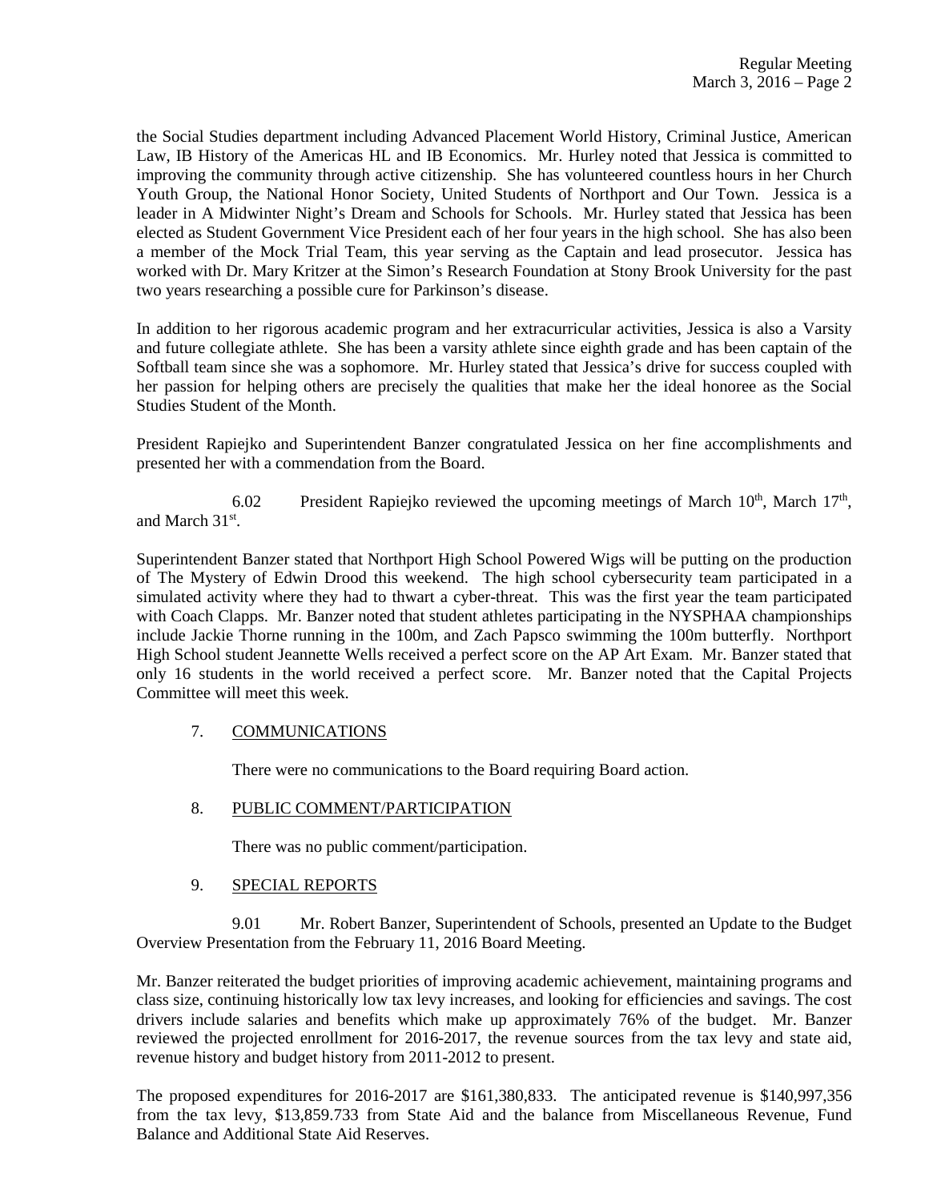the Social Studies department including Advanced Placement World History, Criminal Justice, American Law, IB History of the Americas HL and IB Economics. Mr. Hurley noted that Jessica is committed to improving the community through active citizenship. She has volunteered countless hours in her Church Youth Group, the National Honor Society, United Students of Northport and Our Town. Jessica is a leader in A Midwinter Night's Dream and Schools for Schools. Mr. Hurley stated that Jessica has been elected as Student Government Vice President each of her four years in the high school. She has also been a member of the Mock Trial Team, this year serving as the Captain and lead prosecutor. Jessica has worked with Dr. Mary Kritzer at the Simon's Research Foundation at Stony Brook University for the past two years researching a possible cure for Parkinson's disease.

In addition to her rigorous academic program and her extracurricular activities, Jessica is also a Varsity and future collegiate athlete. She has been a varsity athlete since eighth grade and has been captain of the Softball team since she was a sophomore. Mr. Hurley stated that Jessica's drive for success coupled with her passion for helping others are precisely the qualities that make her the ideal honoree as the Social Studies Student of the Month.

President Rapiejko and Superintendent Banzer congratulated Jessica on her fine accomplishments and presented her with a commendation from the Board.

6.02 President Rapiejko reviewed the upcoming meetings of March 10th, March 17th, and March 31st.

Superintendent Banzer stated that Northport High School Powered Wigs will be putting on the production of The Mystery of Edwin Drood this weekend. The high school cybersecurity team participated in a simulated activity where they had to thwart a cyber-threat. This was the first year the team participated with Coach Clapps. Mr. Banzer noted that student athletes participating in the NYSPHAA championships include Jackie Thorne running in the 100m, and Zach Papsco swimming the 100m butterfly. Northport High School student Jeannette Wells received a perfect score on the AP Art Exam. Mr. Banzer stated that only 16 students in the world received a perfect score. Mr. Banzer noted that the Capital Projects Committee will meet this week.

7. COMMUNICATIONS

There were no communications to the Board requiring Board action.

8. PUBLIC COMMENT/PARTICIPATION

There was no public comment/participation.

9. SPECIAL REPORTS

9.01 Mr. Robert Banzer, Superintendent of Schools, presented an Update to the Budget Overview Presentation from the February 11, 2016 Board Meeting.

Mr. Banzer reiterated the budget priorities of improving academic achievement, maintaining programs and class size, continuing historically low tax levy increases, and looking for efficiencies and savings. The cost drivers include salaries and benefits which make up approximately 76% of the budget. Mr. Banzer reviewed the projected enrollment for 2016-2017, the revenue sources from the tax levy and state aid, revenue history and budget history from 2011-2012 to present.

The proposed expenditures for 2016-2017 are $161,380,833. The anticipated revenue is $140,997,356 from the tax levy, $13,859.733 from State Aid and the balance from Miscellaneous Revenue, Fund Balance and Additional State Aid Reserves.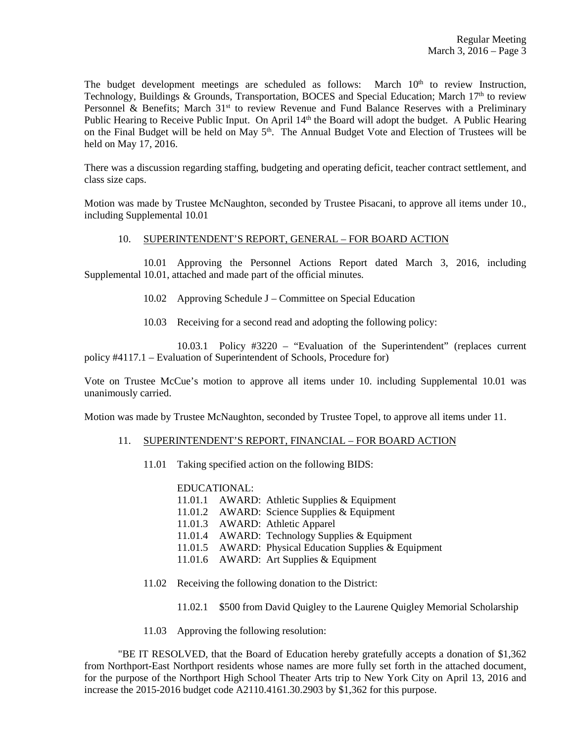The budget development meetings are scheduled as follows: March 10th to review Instruction, Technology, Buildings & Grounds, Transportation, BOCES and Special Education; March 17th to review Personnel & Benefits; March 31st to review Revenue and Fund Balance Reserves with a Preliminary Public Hearing to Receive Public Input. On April 14th the Board will adopt the budget. A Public Hearing on the Final Budget will be held on May 5th. The Annual Budget Vote and Election of Trustees will be held on May 17, 2016.

There was a discussion regarding staffing, budgeting and operating deficit, teacher contract settlement, and class size caps.

Motion was made by Trustee McNaughton, seconded by Trustee Pisacani, to approve all items under 10., including Supplemental 10.01

10. SUPERINTENDENT'S REPORT, GENERAL – FOR BOARD ACTION

10.01 Approving the Personnel Actions Report dated March 3, 2016, including Supplemental 10.01, attached and made part of the official minutes.

10.02 Approving Schedule J – Committee on Special Education

10.03 Receiving for a second read and adopting the following policy:

10.03.1 Policy #3220 – "Evaluation of the Superintendent" (replaces current policy #4117.1 – Evaluation of Superintendent of Schools, Procedure for)

Vote on Trustee McCue's motion to approve all items under 10. including Supplemental 10.01 was unanimously carried.

Motion was made by Trustee McNaughton, seconded by Trustee Topel, to approve all items under 11.

11. SUPERINTENDENT'S REPORT, FINANCIAL – FOR BOARD ACTION

11.01 Taking specified action on the following BIDS:

EDUCATIONAL:
11.01.1 AWARD: Athletic Supplies & Equipment
11.01.2 AWARD: Science Supplies & Equipment
11.01.3 AWARD: Athletic Apparel
11.01.4 AWARD: Technology Supplies & Equipment
11.01.5 AWARD: Physical Education Supplies & Equipment
11.01.6 AWARD: Art Supplies & Equipment

11.02 Receiving the following donation to the District:

11.02.1 $500 from David Quigley to the Laurene Quigley Memorial Scholarship

11.03 Approving the following resolution:

"BE IT RESOLVED, that the Board of Education hereby gratefully accepts a donation of $1,362 from Northport-East Northport residents whose names are more fully set forth in the attached document, for the purpose of the Northport High School Theater Arts trip to New York City on April 13, 2016 and increase the 2015-2016 budget code A2110.4161.30.2903 by $1,362 for this purpose.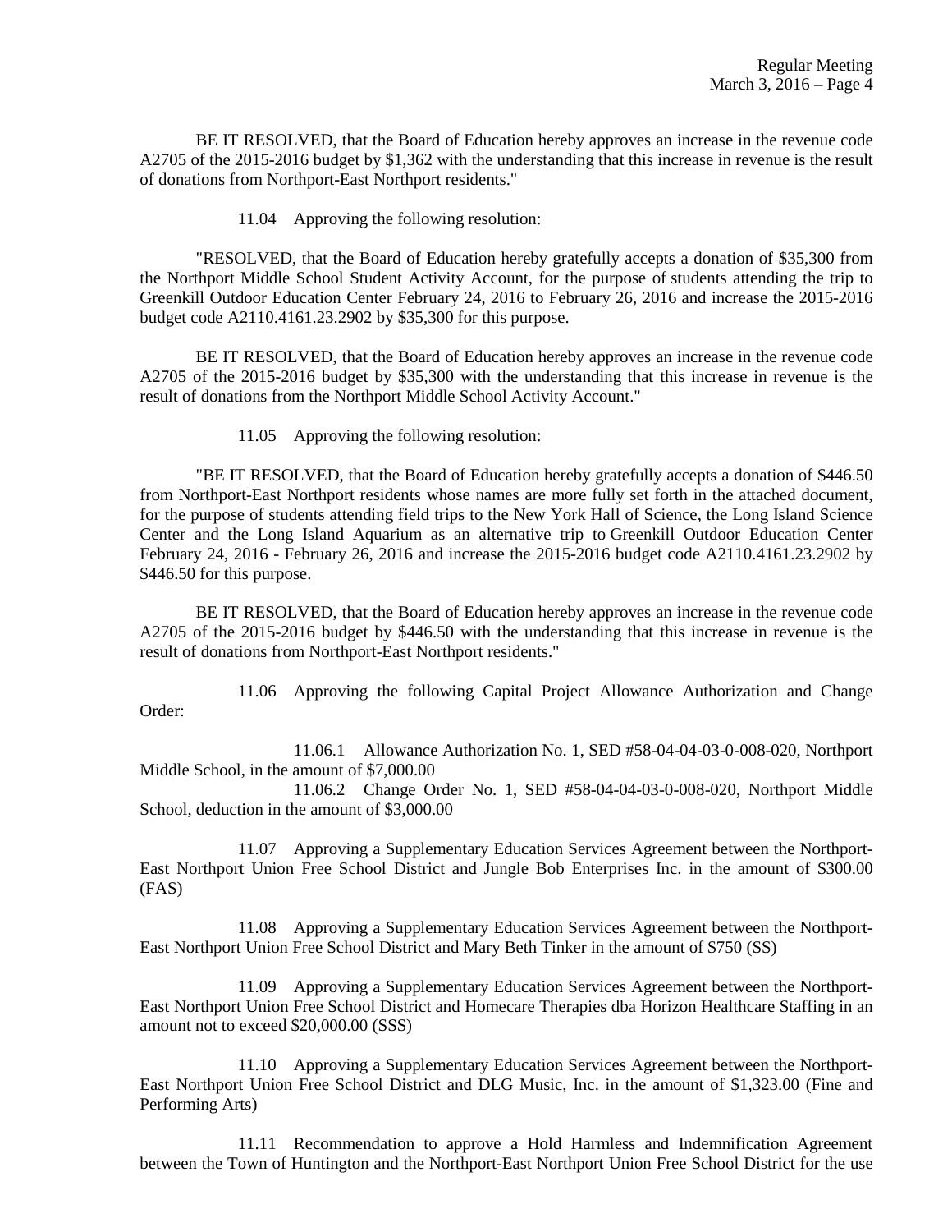BE IT RESOLVED, that the Board of Education hereby approves an increase in the revenue code A2705 of the 2015-2016 budget by $1,362 with the understanding that this increase in revenue is the result of donations from Northport-East Northport residents."

11.04 Approving the following resolution:

"RESOLVED, that the Board of Education hereby gratefully accepts a donation of $35,300 from the Northport Middle School Student Activity Account, for the purpose of students attending the trip to Greenkill Outdoor Education Center February 24, 2016 to February 26, 2016 and increase the 2015-2016 budget code A2110.4161.23.2902 by $35,300 for this purpose.

BE IT RESOLVED, that the Board of Education hereby approves an increase in the revenue code A2705 of the 2015-2016 budget by $35,300 with the understanding that this increase in revenue is the result of donations from the Northport Middle School Activity Account."

11.05 Approving the following resolution:

"BE IT RESOLVED, that the Board of Education hereby gratefully accepts a donation of $446.50 from Northport-East Northport residents whose names are more fully set forth in the attached document, for the purpose of students attending field trips to the New York Hall of Science, the Long Island Science Center and the Long Island Aquarium as an alternative trip to Greenkill Outdoor Education Center February 24, 2016 - February 26, 2016 and increase the 2015-2016 budget code A2110.4161.23.2902 by $446.50 for this purpose.

BE IT RESOLVED, that the Board of Education hereby approves an increase in the revenue code A2705 of the 2015-2016 budget by $446.50 with the understanding that this increase in revenue is the result of donations from Northport-East Northport residents."

11.06 Approving the following Capital Project Allowance Authorization and Change Order:

11.06.1 Allowance Authorization No. 1, SED #58-04-04-03-0-008-020, Northport Middle School, in the amount of $7,000.00

11.06.2 Change Order No. 1, SED #58-04-04-03-0-008-020, Northport Middle School, deduction in the amount of $3,000.00

11.07 Approving a Supplementary Education Services Agreement between the Northport-East Northport Union Free School District and Jungle Bob Enterprises Inc. in the amount of $300.00 (FAS)

11.08 Approving a Supplementary Education Services Agreement between the Northport-East Northport Union Free School District and Mary Beth Tinker in the amount of $750 (SS)

11.09 Approving a Supplementary Education Services Agreement between the Northport-East Northport Union Free School District and Homecare Therapies dba Horizon Healthcare Staffing in an amount not to exceed $20,000.00 (SSS)

11.10 Approving a Supplementary Education Services Agreement between the Northport-East Northport Union Free School District and DLG Music, Inc. in the amount of $1,323.00 (Fine and Performing Arts)

11.11 Recommendation to approve a Hold Harmless and Indemnification Agreement between the Town of Huntington and the Northport-East Northport Union Free School District for the use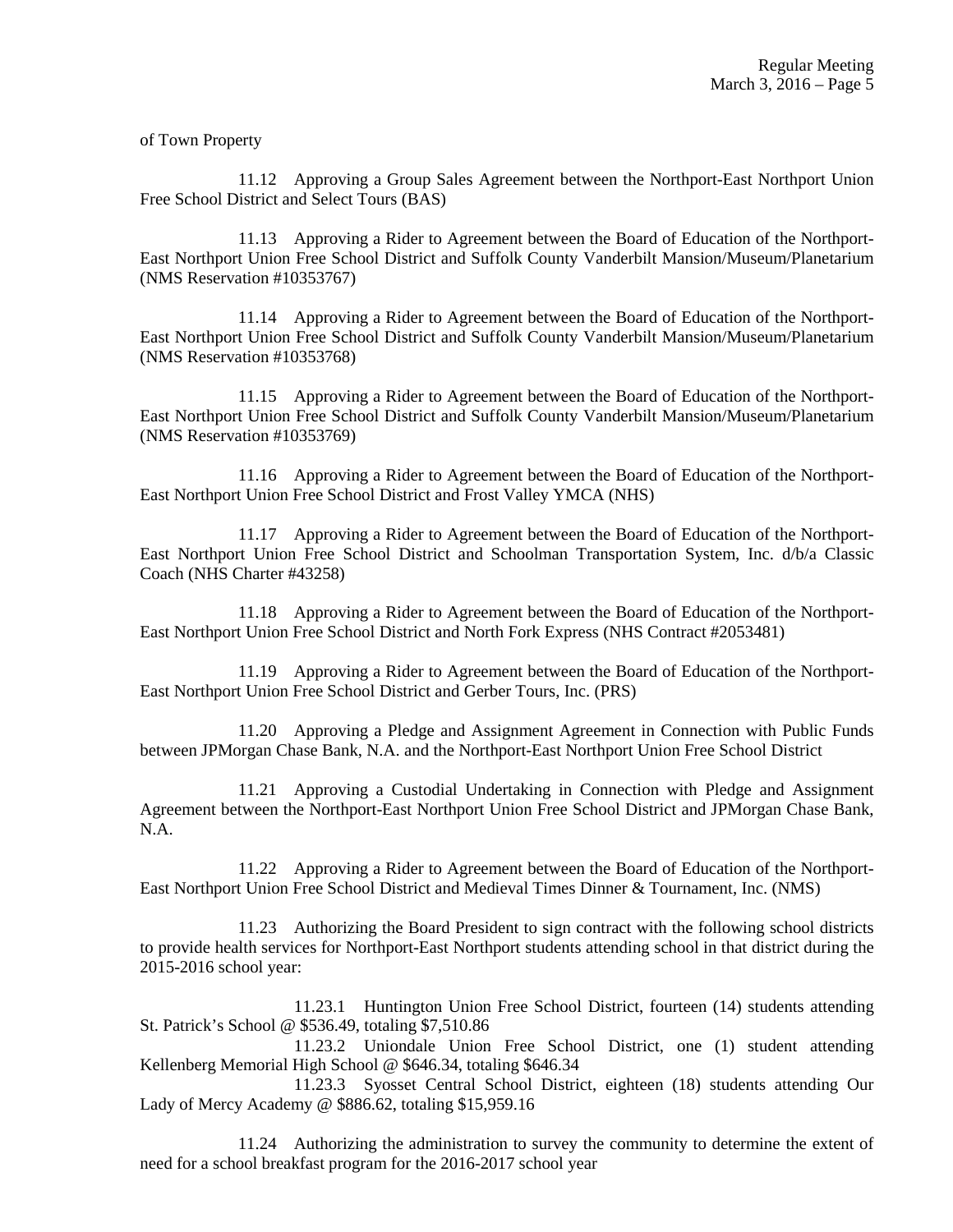of Town Property

11.12 Approving a Group Sales Agreement between the Northport-East Northport Union Free School District and Select Tours (BAS)

11.13 Approving a Rider to Agreement between the Board of Education of the Northport-East Northport Union Free School District and Suffolk County Vanderbilt Mansion/Museum/Planetarium (NMS Reservation #10353767)

11.14 Approving a Rider to Agreement between the Board of Education of the Northport-East Northport Union Free School District and Suffolk County Vanderbilt Mansion/Museum/Planetarium (NMS Reservation #10353768)

11.15 Approving a Rider to Agreement between the Board of Education of the Northport-East Northport Union Free School District and Suffolk County Vanderbilt Mansion/Museum/Planetarium (NMS Reservation #10353769)

11.16 Approving a Rider to Agreement between the Board of Education of the Northport-East Northport Union Free School District and Frost Valley YMCA (NHS)

11.17 Approving a Rider to Agreement between the Board of Education of the Northport-East Northport Union Free School District and Schoolman Transportation System, Inc. d/b/a Classic Coach (NHS Charter #43258)

11.18 Approving a Rider to Agreement between the Board of Education of the Northport-East Northport Union Free School District and North Fork Express (NHS Contract #2053481)

11.19 Approving a Rider to Agreement between the Board of Education of the Northport-East Northport Union Free School District and Gerber Tours, Inc. (PRS)

11.20 Approving a Pledge and Assignment Agreement in Connection with Public Funds between JPMorgan Chase Bank, N.A. and the Northport-East Northport Union Free School District

11.21 Approving a Custodial Undertaking in Connection with Pledge and Assignment Agreement between the Northport-East Northport Union Free School District and JPMorgan Chase Bank, N.A.

11.22 Approving a Rider to Agreement between the Board of Education of the Northport-East Northport Union Free School District and Medieval Times Dinner & Tournament, Inc. (NMS)

11.23 Authorizing the Board President to sign contract with the following school districts to provide health services for Northport-East Northport students attending school in that district during the 2015-2016 school year:

11.23.1 Huntington Union Free School District, fourteen (14) students attending St. Patrick's School @ $536.49, totaling $7,510.86

11.23.2 Uniondale Union Free School District, one (1) student attending Kellenberg Memorial High School @ $646.34, totaling $646.34

11.23.3 Syosset Central School District, eighteen (18) students attending Our Lady of Mercy Academy @ $886.62, totaling $15,959.16

11.24 Authorizing the administration to survey the community to determine the extent of need for a school breakfast program for the 2016-2017 school year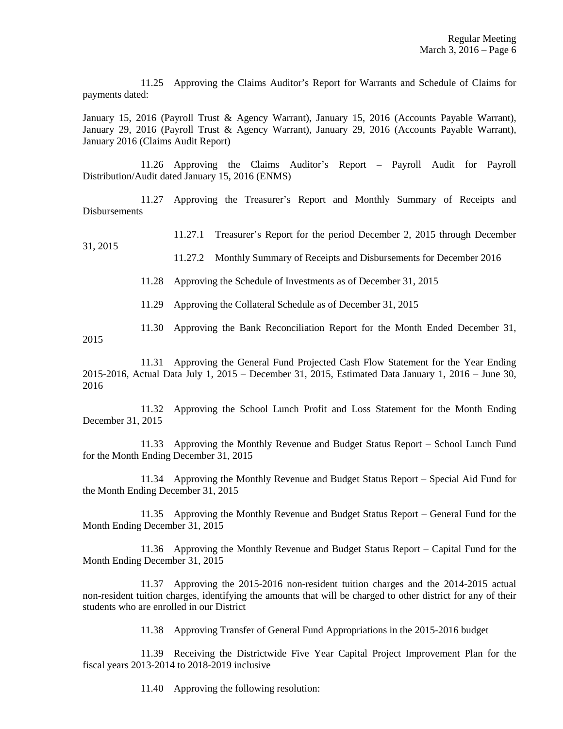11.25 Approving the Claims Auditor's Report for Warrants and Schedule of Claims for payments dated:

January 15, 2016 (Payroll Trust & Agency Warrant), January 15, 2016 (Accounts Payable Warrant), January 29, 2016 (Payroll Trust & Agency Warrant), January 29, 2016 (Accounts Payable Warrant), January 2016 (Claims Audit Report)

11.26 Approving the Claims Auditor's Report – Payroll Audit for Payroll Distribution/Audit dated January 15, 2016 (ENMS)

11.27 Approving the Treasurer's Report and Monthly Summary of Receipts and Disbursements

11.27.1 Treasurer's Report for the period December 2, 2015 through December 31, 2015

11.27.2 Monthly Summary of Receipts and Disbursements for December 2016

11.28 Approving the Schedule of Investments as of December 31, 2015

11.29 Approving the Collateral Schedule as of December 31, 2015

11.30 Approving the Bank Reconciliation Report for the Month Ended December 31, 2015

11.31 Approving the General Fund Projected Cash Flow Statement for the Year Ending 2015-2016, Actual Data July 1, 2015 – December 31, 2015, Estimated Data January 1, 2016 – June 30, 2016

11.32 Approving the School Lunch Profit and Loss Statement for the Month Ending December 31, 2015

11.33 Approving the Monthly Revenue and Budget Status Report – School Lunch Fund for the Month Ending December 31, 2015

11.34 Approving the Monthly Revenue and Budget Status Report – Special Aid Fund for the Month Ending December 31, 2015

11.35 Approving the Monthly Revenue and Budget Status Report – General Fund for the Month Ending December 31, 2015

11.36 Approving the Monthly Revenue and Budget Status Report – Capital Fund for the Month Ending December 31, 2015

11.37 Approving the 2015-2016 non-resident tuition charges and the 2014-2015 actual non-resident tuition charges, identifying the amounts that will be charged to other district for any of their students who are enrolled in our District

11.38 Approving Transfer of General Fund Appropriations in the 2015-2016 budget

11.39 Receiving the Districtwide Five Year Capital Project Improvement Plan for the fiscal years 2013-2014 to 2018-2019 inclusive

11.40 Approving the following resolution: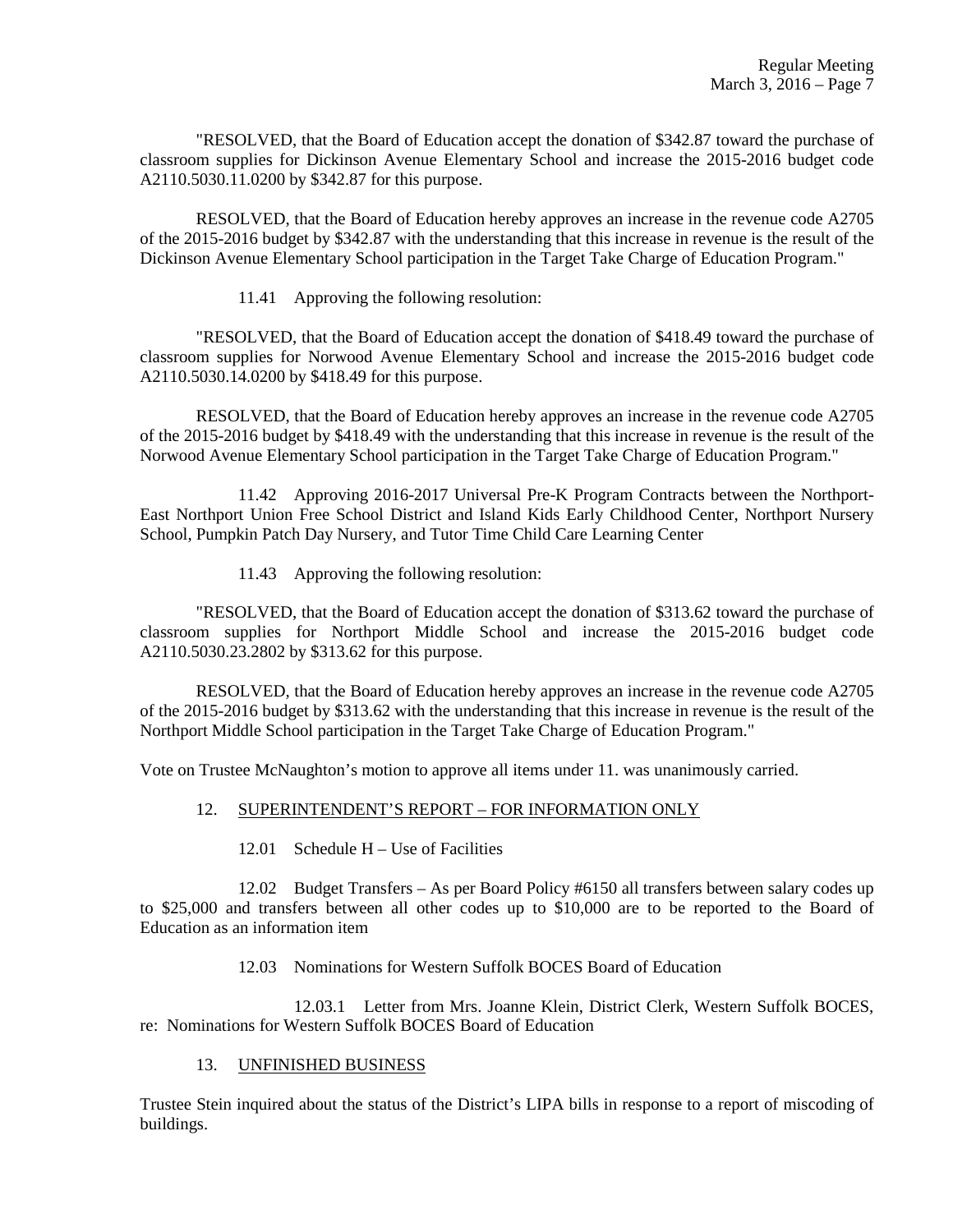"RESOLVED, that the Board of Education accept the donation of $342.87 toward the purchase of classroom supplies for Dickinson Avenue Elementary School and increase the 2015-2016 budget code A2110.5030.11.0200 by $342.87 for this purpose.

RESOLVED, that the Board of Education hereby approves an increase in the revenue code A2705 of the 2015-2016 budget by $342.87 with the understanding that this increase in revenue is the result of the Dickinson Avenue Elementary School participation in the Target Take Charge of Education Program."

11.41 Approving the following resolution:

"RESOLVED, that the Board of Education accept the donation of $418.49 toward the purchase of classroom supplies for Norwood Avenue Elementary School and increase the 2015-2016 budget code A2110.5030.14.0200 by $418.49 for this purpose.

RESOLVED, that the Board of Education hereby approves an increase in the revenue code A2705 of the 2015-2016 budget by $418.49 with the understanding that this increase in revenue is the result of the Norwood Avenue Elementary School participation in the Target Take Charge of Education Program."

11.42 Approving 2016-2017 Universal Pre-K Program Contracts between the Northport-East Northport Union Free School District and Island Kids Early Childhood Center, Northport Nursery School, Pumpkin Patch Day Nursery, and Tutor Time Child Care Learning Center

11.43 Approving the following resolution:

"RESOLVED, that the Board of Education accept the donation of $313.62 toward the purchase of classroom supplies for Northport Middle School and increase the 2015-2016 budget code A2110.5030.23.2802 by $313.62 for this purpose.

RESOLVED, that the Board of Education hereby approves an increase in the revenue code A2705 of the 2015-2016 budget by $313.62 with the understanding that this increase in revenue is the result of the Northport Middle School participation in the Target Take Charge of Education Program."

Vote on Trustee McNaughton's motion to approve all items under 11. was unanimously carried.

12. <u>SUPERINTENDENT'S REPORT – FOR INFORMATION ONLY</u>

12.01 Schedule H – Use of Facilities

12.02 Budget Transfers – As per Board Policy #6150 all transfers between salary codes up to $25,000 and transfers between all other codes up to $10,000 are to be reported to the Board of Education as an information item

12.03 Nominations for Western Suffolk BOCES Board of Education

12.03.1 Letter from Mrs. Joanne Klein, District Clerk, Western Suffolk BOCES, re: Nominations for Western Suffolk BOCES Board of Education

13. <u>UNFINISHED BUSINESS</u>

Trustee Stein inquired about the status of the District's LIPA bills in response to a report of miscoding of buildings.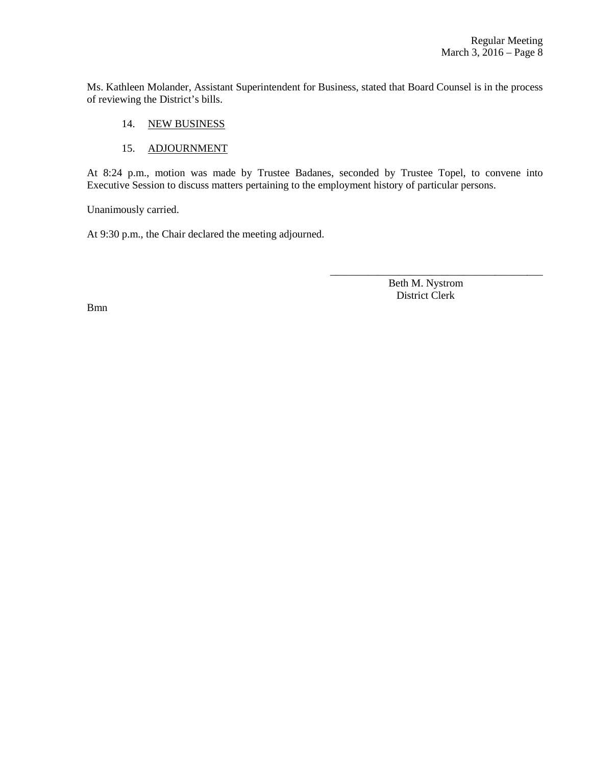Ms. Kathleen Molander, Assistant Superintendent for Business, stated that Board Counsel is in the process of reviewing the District's bills.

14. NEW BUSINESS

15. ADJOURNMENT

At 8:24 p.m., motion was made by Trustee Badanes, seconded by Trustee Topel, to convene into Executive Session to discuss matters pertaining to the employment history of particular persons.

Unanimously carried.

At 9:30 p.m., the Chair declared the meeting adjourned.

\_\_\_\_\_\_\_\_\_\_\_\_\_\_\_\_\_\_\_\_\_\_\_\_\_\_\_\_\_\_\_\_\_\_\_\_\_\_\_\_

Beth M. Nystrom
District Clerk

Bmn